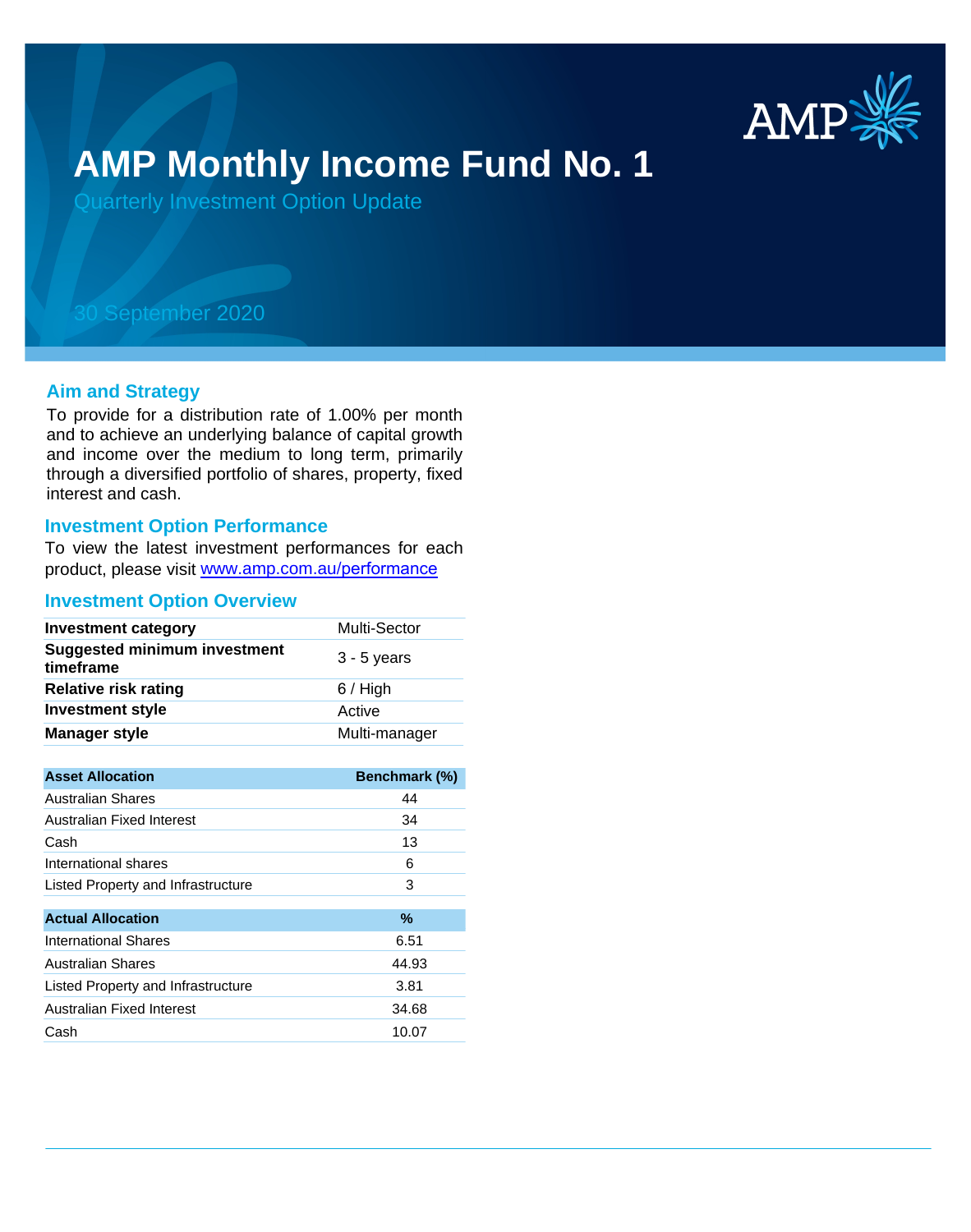# AMP Monthly Income Fund No. 1

Quarterly Investment Option Update

30 September 2020

## Aim and Strategy

To provide for a distribution rate of 1.00% per month and to achieve an underlying balance of capital growth and income over the medium to long term, primarily through a diversified portfolio of shares, property, fixed interest and cash.

## Investment Option Performance

To view the latest investment performances for each product, please visit [www.amp.com.au/performance](www.amp.com.au/performance)

## Investment Option Overview

| | |
|---|---|
| **Investment category** | Multi-Sector |
| **Suggested minimum investment timeframe** | 3 - 5 years |
| **Relative risk rating** | 6 / High |
| **Investment style** | Active |
| **Manager style** | Multi-manager |

| Asset Allocation | Benchmark (%) |
|---|---|
| Australian Shares | 44 |
| Australian Fixed Interest | 34 |
| Cash | 13 |
| International shares | 6 |
| Listed Property and Infrastructure | 3 |

| Actual Allocation | % |
|---|---|
| International Shares | 6.51 |
| Australian Shares | 44.93 |
| Listed Property and Infrastructure | 3.81 |
| Australian Fixed Interest | 34.68 |
| Cash | 10.07 |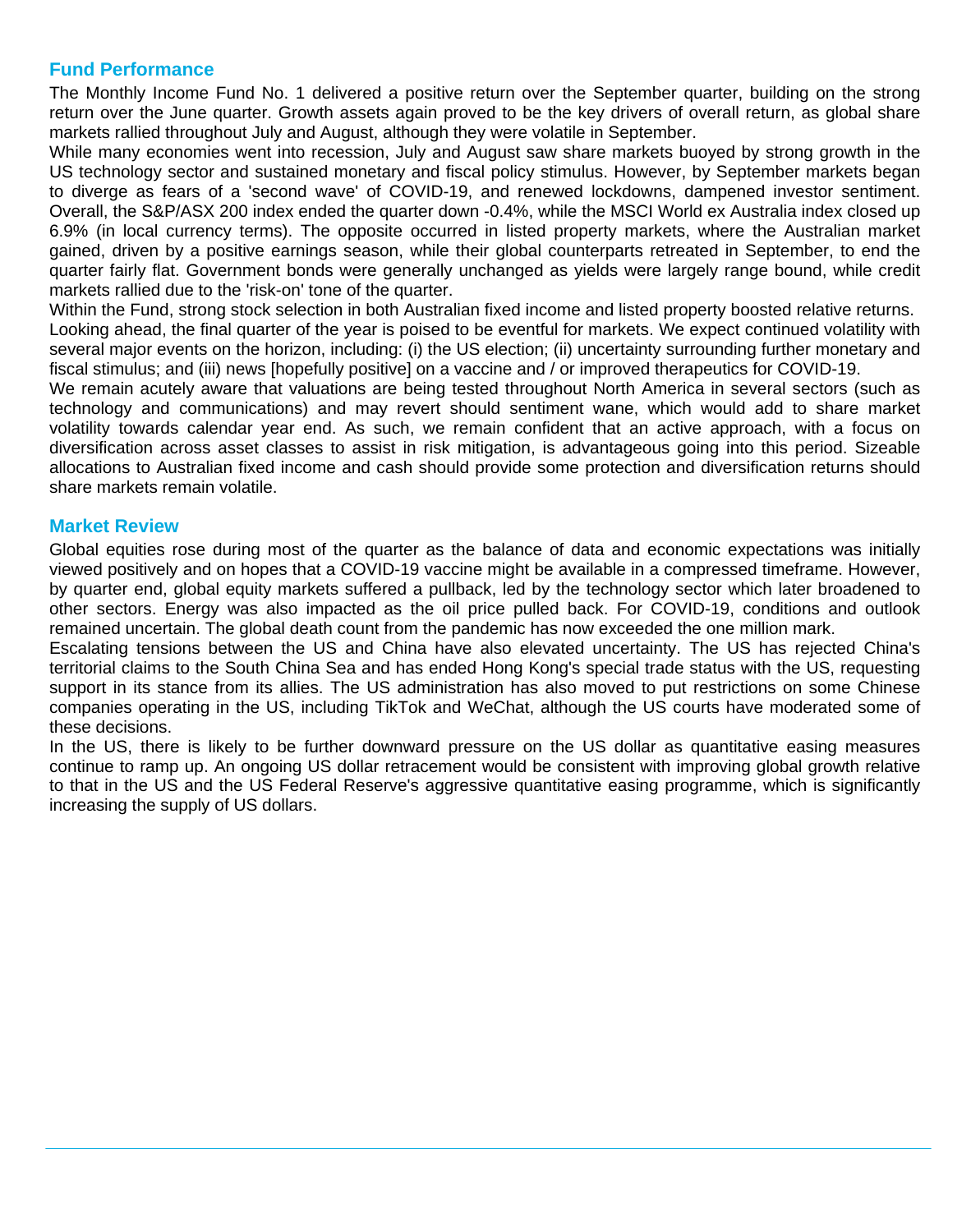## Fund Performance

The Monthly Income Fund No. 1 delivered a positive return over the September quarter, building on the strong return over the June quarter. Growth assets again proved to be the key drivers of overall return, as global share markets rallied throughout July and August, although they were volatile in September.

While many economies went into recession, July and August saw share markets buoyed by strong growth in the US technology sector and sustained monetary and fiscal policy stimulus. However, by September markets began to diverge as fears of a 'second wave' of COVID-19, and renewed lockdowns, dampened investor sentiment. Overall, the S&P/ASX 200 index ended the quarter down -0.4%, while the MSCI World ex Australia index closed up 6.9% (in local currency terms). The opposite occurred in listed property markets, where the Australian market gained, driven by a positive earnings season, while their global counterparts retreated in September, to end the quarter fairly flat. Government bonds were generally unchanged as yields were largely range bound, while credit markets rallied due to the 'risk-on' tone of the quarter.

Within the Fund, strong stock selection in both Australian fixed income and listed property boosted relative returns.

Looking ahead, the final quarter of the year is poised to be eventful for markets. We expect continued volatility with several major events on the horizon, including: (i) the US election; (ii) uncertainty surrounding further monetary and fiscal stimulus; and (iii) news [hopefully positive] on a vaccine and / or improved therapeutics for COVID-19.

We remain acutely aware that valuations are being tested throughout North America in several sectors (such as technology and communications) and may revert should sentiment wane, which would add to share market volatility towards calendar year end. As such, we remain confident that an active approach, with a focus on diversification across asset classes to assist in risk mitigation, is advantageous going into this period. Sizeable allocations to Australian fixed income and cash should provide some protection and diversification returns should share markets remain volatile.

## Market Review

Global equities rose during most of the quarter as the balance of data and economic expectations was initially viewed positively and on hopes that a COVID-19 vaccine might be available in a compressed timeframe. However, by quarter end, global equity markets suffered a pullback, led by the technology sector which later broadened to other sectors. Energy was also impacted as the oil price pulled back. For COVID-19, conditions and outlook remained uncertain. The global death count from the pandemic has now exceeded the one million mark.

Escalating tensions between the US and China have also elevated uncertainty. The US has rejected China's territorial claims to the South China Sea and has ended Hong Kong's special trade status with the US, requesting support in its stance from its allies. The US administration has also moved to put restrictions on some Chinese companies operating in the US, including TikTok and WeChat, although the US courts have moderated some of these decisions.

In the US, there is likely to be further downward pressure on the US dollar as quantitative easing measures continue to ramp up. An ongoing US dollar retracement would be consistent with improving global growth relative to that in the US and the US Federal Reserve's aggressive quantitative easing programme, which is significantly increasing the supply of US dollars.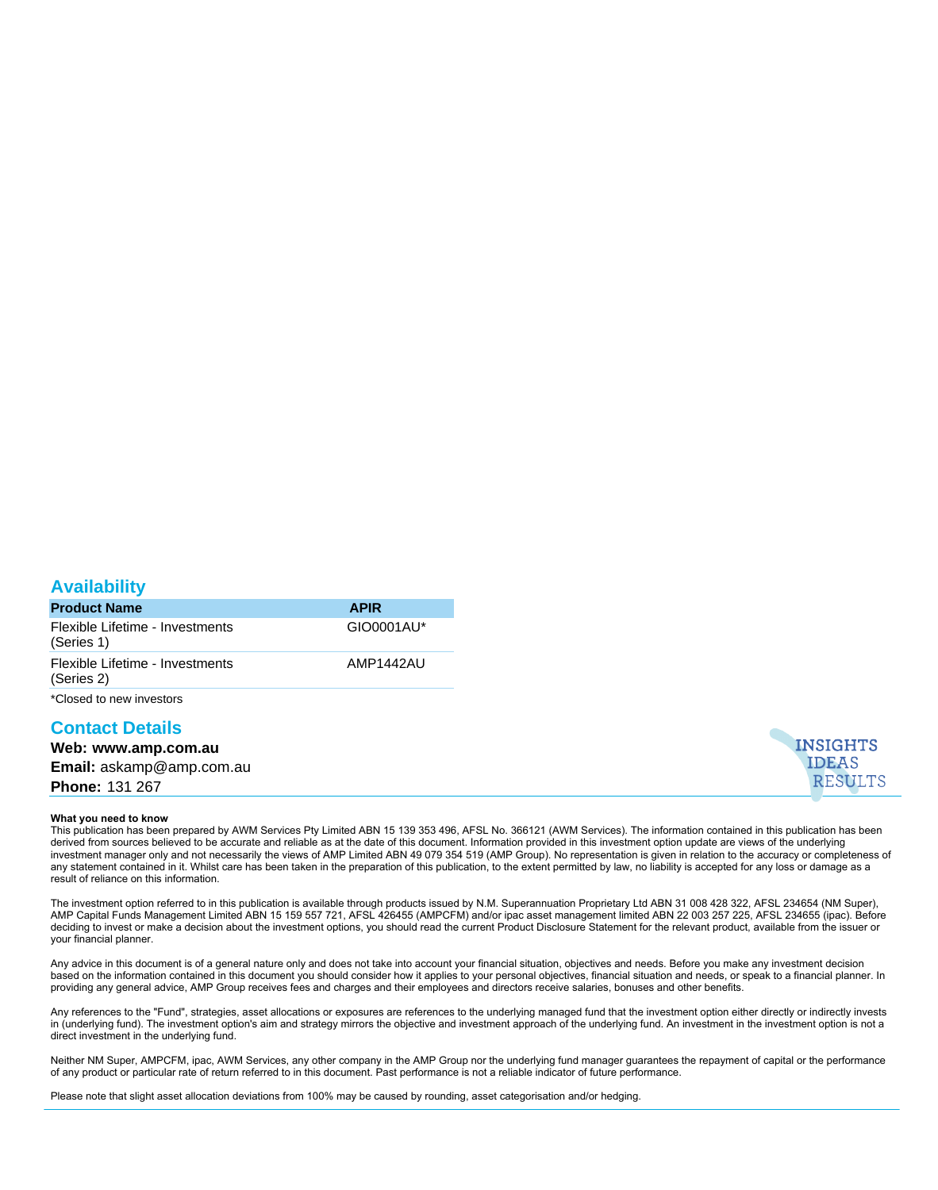## Availability

| Product Name | APIR |
| --- | --- |
| Flexible Lifetime - Investments (Series 1) | GIO0001AU* |
| Flexible Lifetime - Investments (Series 2) | AMP1442AU |

*Closed to new investors

## Contact Details

**Web: www.amp.com.au**

**Email:** askamp@amp.com.au

**Phone:** 131 267

INSIGHTS
IDEAS
RESULTS

**What you need to know**

This publication has been prepared by AWM Services Pty Limited ABN 15 139 353 496, AFSL No. 366121 (AWM Services). The information contained in this publication has been derived from sources believed to be accurate and reliable as at the date of this document. Information provided in this investment option update are views of the underlying investment manager only and not necessarily the views of AMP Limited ABN 49 079 354 519 (AMP Group). No representation is given in relation to the accuracy or completeness of any statement contained in it. Whilst care has been taken in the preparation of this publication, to the extent permitted by law, no liability is accepted for any loss or damage as a result of reliance on this information.

The investment option referred to in this publication is available through products issued by N.M. Superannuation Proprietary Ltd ABN 31 008 428 322, AFSL 234654 (NM Super), AMP Capital Funds Management Limited ABN 15 159 557 721, AFSL 426455 (AMPCFM) and/or ipac asset management limited ABN 22 003 257 225, AFSL 234655 (ipac). Before deciding to invest or make a decision about the investment options, you should read the current Product Disclosure Statement for the relevant product, available from the issuer or your financial planner.

Any advice in this document is of a general nature only and does not take into account your financial situation, objectives and needs. Before you make any investment decision based on the information contained in this document you should consider how it applies to your personal objectives, financial situation and needs, or speak to a financial planner. In providing any general advice, AMP Group receives fees and charges and their employees and directors receive salaries, bonuses and other benefits.

Any references to the "Fund", strategies, asset allocations or exposures are references to the underlying managed fund that the investment option either directly or indirectly invests in (underlying fund). The investment option's aim and strategy mirrors the objective and investment approach of the underlying fund. An investment in the investment option is not a direct investment in the underlying fund.

Neither NM Super, AMPCFM, ipac, AWM Services, any other company in the AMP Group nor the underlying fund manager guarantees the repayment of capital or the performance of any product or particular rate of return referred to in this document. Past performance is not a reliable indicator of future performance.

Please note that slight asset allocation deviations from 100% may be caused by rounding, asset categorisation and/or hedging.